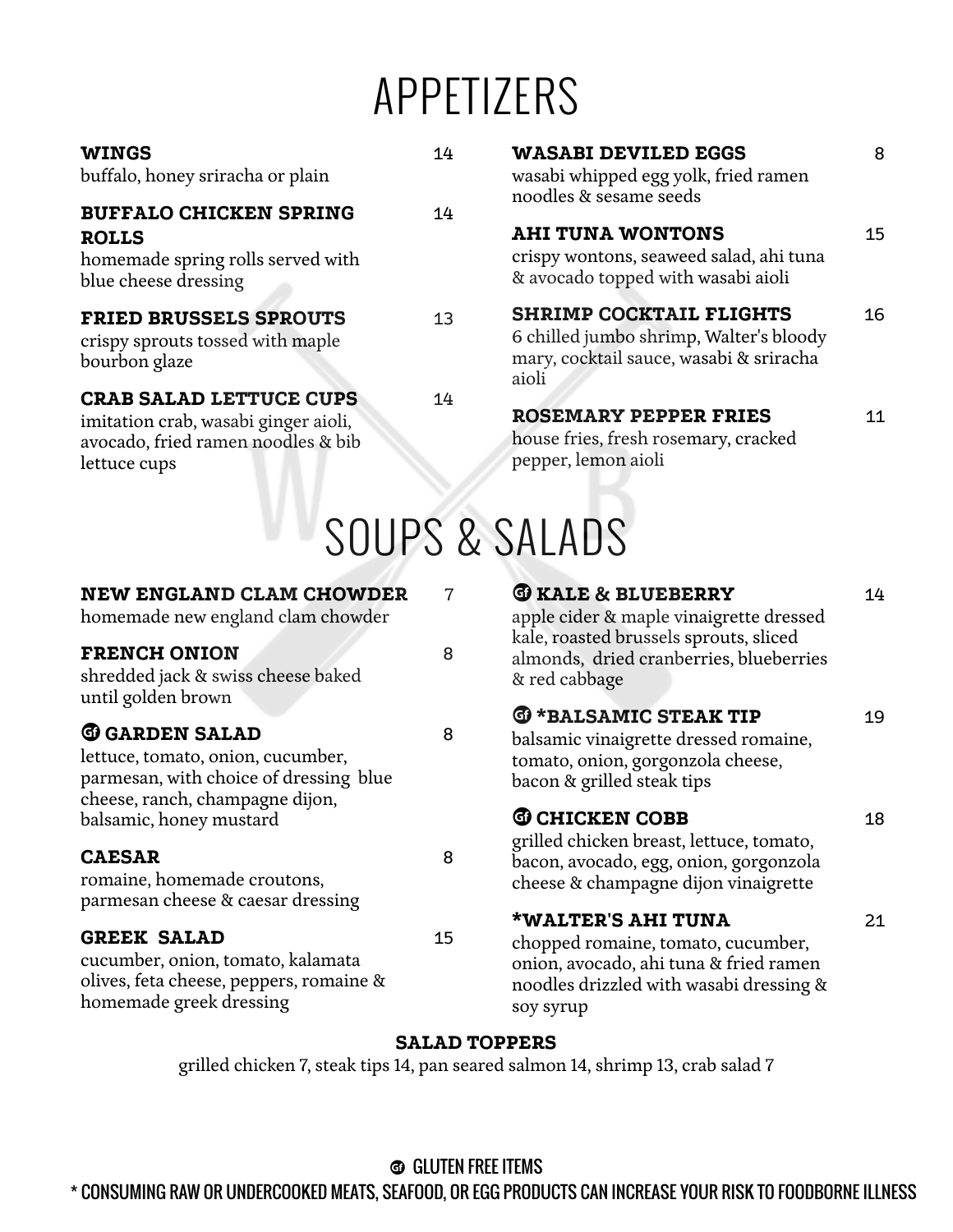# APPETIZERS

**WINGS** 14
buffalo, honey sriracha or plain

**BUFFALO CHICKEN SPRING ROLLS** 14
homemade spring rolls served with blue cheese dressing

**FRIED BRUSSELS SPROUTS** 13
crispy sprouts tossed with maple bourbon glaze

**CRAB SALAD LETTUCE CUPS** 14
imitation crab, wasabi ginger aioli, avocado, fried ramen noodles & bib lettuce cups

**WASABI DEVILED EGGS** 8
wasabi whipped egg yolk, fried ramen noodles & sesame seeds

**AHI TUNA WONTONS** 15
crispy wontons, seaweed salad, ahi tuna & avocado topped with wasabi aioli

**SHRIMP COCKTAIL FLIGHTS** 16
6 chilled jumbo shrimp, Walter's bloody mary, cocktail sauce, wasabi & sriracha aioli

**ROSEMARY PEPPER FRIES** 11
house fries, fresh rosemary, cracked pepper, lemon aioli

# SOUPS & SALADS

**NEW ENGLAND CLAM CHOWDER** 7
homemade new england clam chowder

**FRENCH ONION** 8
shredded jack & swiss cheese baked until golden brown

**GF GARDEN SALAD** 8
lettuce, tomato, onion, cucumber, parmesan, with choice of dressing blue cheese, ranch, champagne dijon, balsamic, honey mustard

**CAESAR** 8
romaine, homemade croutons, parmesan cheese & caesar dressing

**GREEK SALAD** 15
cucumber, onion, tomato, kalamata olives, feta cheese, peppers, romaine & homemade greek dressing

**GF KALE & BLUEBERRY** 14
apple cider & maple vinaigrette dressed kale, roasted brussels sprouts, sliced almonds, dried cranberries, blueberries & red cabbage

**GF *BALSAMIC STEAK TIP** 19
balsamic vinaigrette dressed romaine, tomato, onion, gorgonzola cheese, bacon & grilled steak tips

**GF CHICKEN COBB** 18
grilled chicken breast, lettuce, tomato, bacon, avocado, egg, onion, gorgonzola cheese & champagne dijon vinaigrette

***WALTER'S AHI TUNA** 21
chopped romaine, tomato, cucumber, onion, avocado, ahi tuna & fried ramen noodles drizzled with wasabi dressing & soy syrup

**SALAD TOPPERS**
grilled chicken 7, steak tips 14, pan seared salmon 14, shrimp 13, crab salad 7

GF GLUTEN FREE ITEMS

* CONSUMING RAW OR UNDERCOOKED MEATS, SEAFOOD, OR EGG PRODUCTS CAN INCREASE YOUR RISK TO FOODBORNE ILLNESS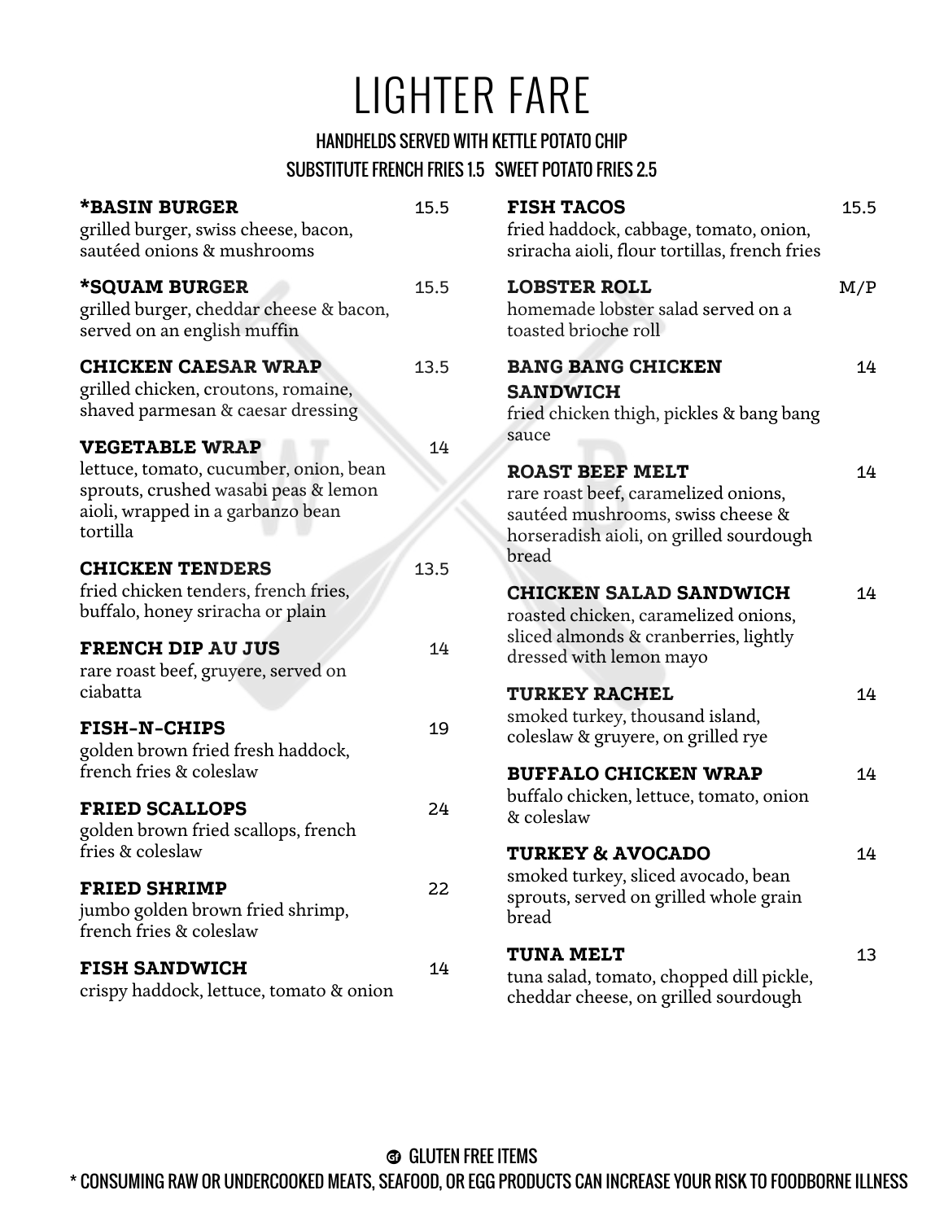# LIGHTER FARE

HANDHELDS SERVED WITH KETTLE POTATO CHIP

SUBSTITUTE FRENCH FRIES 1.5 SWEET POTATO FRIES 2.5

**\*BASIN BURGER** 15.5
grilled burger, swiss cheese, bacon, sautéed onions & mushrooms

**\*SQUAM BURGER** 15.5
grilled burger, cheddar cheese & bacon, served on an english muffin

**CHICKEN CAESAR WRAP** 13.5
grilled chicken, croutons, romaine, shaved parmesan & caesar dressing

**VEGETABLE WRAP** 14
lettuce, tomato, cucumber, onion, bean sprouts, crushed wasabi peas & lemon aioli, wrapped in a garbanzo bean tortilla

**CHICKEN TENDERS** 13.5
fried chicken tenders, french fries, buffalo, honey sriracha or plain

**FRENCH DIP AU JUS** 14
rare roast beef, gruyere, served on ciabatta

**FISH-N-CHIPS** 19
golden brown fried fresh haddock, french fries & coleslaw

**FRIED SCALLOPS** 24
golden brown fried scallops, french fries & coleslaw

**FRIED SHRIMP** 22
jumbo golden brown fried shrimp, french fries & coleslaw

**FISH SANDWICH** 14
crispy haddock, lettuce, tomato & onion

**FISH TACOS** 15.5
fried haddock, cabbage, tomato, onion, sriracha aioli, flour tortillas, french fries

**LOBSTER ROLL** M/P
homemade lobster salad served on a toasted brioche roll

**BANG BANG CHICKEN SANDWICH** 14
fried chicken thigh, pickles & bang bang sauce

**ROAST BEEF MELT** 14
rare roast beef, caramelized onions, sautéed mushrooms, swiss cheese & horseradish aioli, on grilled sourdough bread

**CHICKEN SALAD SANDWICH** 14
roasted chicken, caramelized onions, sliced almonds & cranberries, lightly dressed with lemon mayo

**TURKEY RACHEL** 14
smoked turkey, thousand island, coleslaw & gruyere, on grilled rye

**BUFFALO CHICKEN WRAP** 14
buffalo chicken, lettuce, tomato, onion & coleslaw

**TURKEY & AVOCADO** 14
smoked turkey, sliced avocado, bean sprouts, served on grilled whole grain bread

**TUNA MELT** 13
tuna salad, tomato, chopped dill pickle, cheddar cheese, on grilled sourdough

GF GLUTEN FREE ITEMS

\* CONSUMING RAW OR UNDERCOOKED MEATS, SEAFOOD, OR EGG PRODUCTS CAN INCREASE YOUR RISK TO FOODBORNE ILLNESS